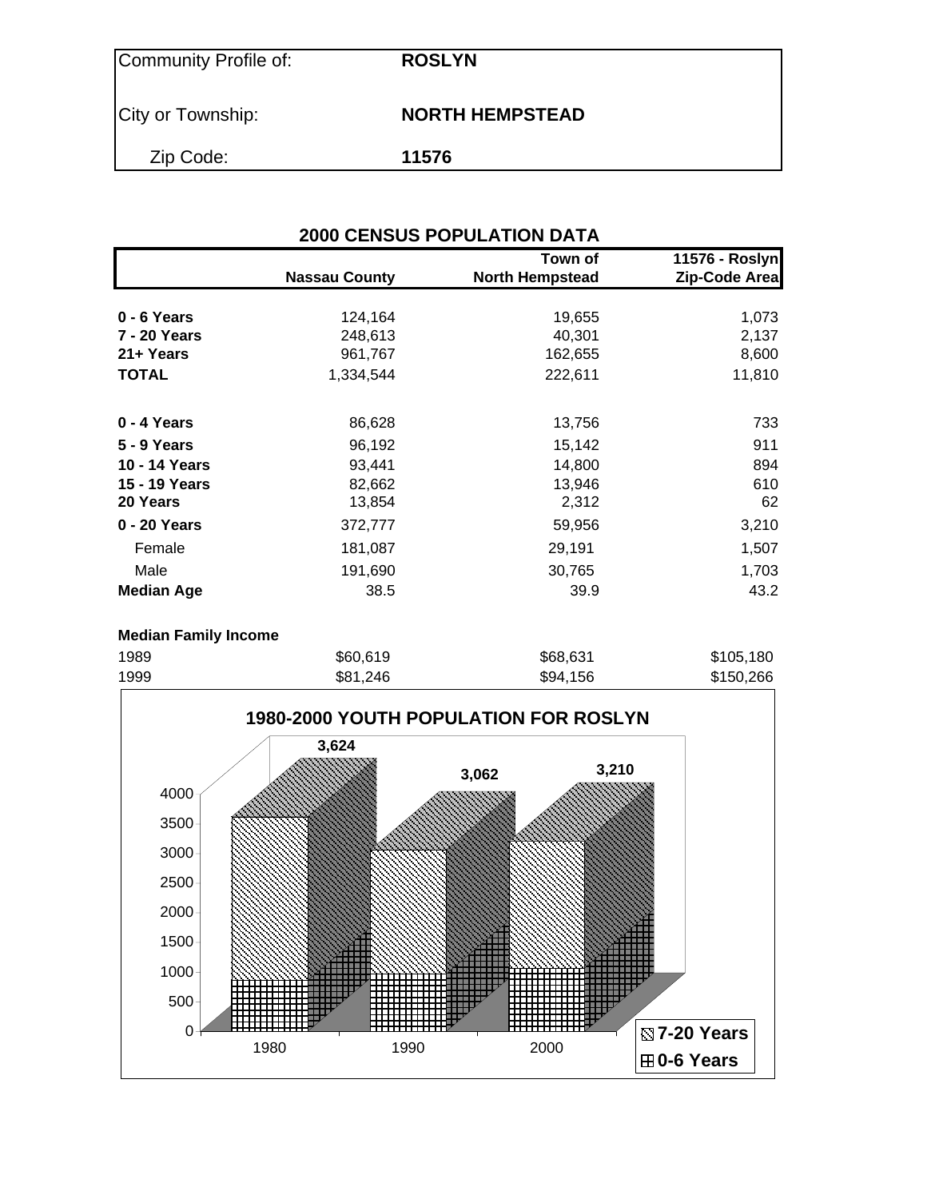| Community Profile of: | **ROSLYN** |
|---|---|
| City or Township: | **NORTH HEMPSTEAD** |
| Zip Code: | **11576** |

## 2000 CENSUS POPULATION DATA

| | **Nassau County** | **Town of North Hempstead** | **11576 - Roslyn Zip-Code Area** |
|---|---|---|---|
| **0 - 6 Years** | 124,164 | 19,655 | 1,073 |
| **7 - 20 Years** | 248,613 | 40,301 | 2,137 |
| **21+ Years** | 961,767 | 162,655 | 8,600 |
| **TOTAL** | 1,334,544 | 222,611 | 11,810 |
| | | | |
| **0 - 4 Years** | 86,628 | 13,756 | 733 |
| **5 - 9 Years** | 96,192 | 15,142 | 911 |
| **10 - 14 Years** | 93,441 | 14,800 | 894 |
| **15 - 19 Years** | 82,662 | 13,946 | 610 |
| **20 Years** | 13,854 | 2,312 | 62 |
| **0 - 20 Years** | 372,777 | 59,956 | 3,210 |
| Female | 181,087 | 29,191 | 1,507 |
| Male | 191,690 | 30,765 | 1,703 |
| **Median Age** | 38.5 | 39.9 | 43.2 |
| | | | |
| **Median Family Income** | | | |
| 1989 | $60,619 | $68,631 | $105,180 |
| 1999 | $81,246 | $94,156 | $150,266 |

**1980-2000 YOUTH POPULATION FOR ROSLYN**

| Year | Total (0-20 Years) |
|---|---|
| 1980 | 3,624 |
| 1990 | 3,062 |
| 2000 | 3,210 |

Legend: 7-20 Years; 0-6 Years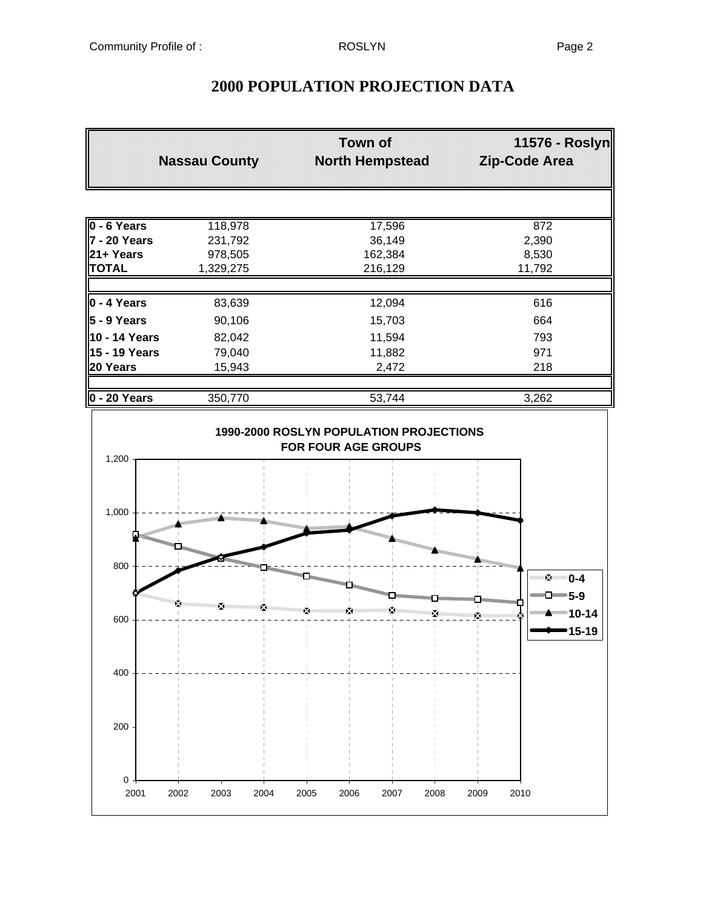# 2000 POPULATION PROJECTION DATA

| | Nassau County | Town of North Hempstead | 11576 - Roslyn Zip-Code Area |
|---|---|---|---|
| **0 - 6 Years** | 118,978 | 17,596 | 872 |
| **7 - 20 Years** | 231,792 | 36,149 | 2,390 |
| **21+ Years** | 978,505 | 162,384 | 8,530 |
| **TOTAL** | 1,329,275 | 216,129 | 11,792 |
| | | | |
| **0 - 4 Years** | 83,639 | 12,094 | 616 |
| **5 - 9 Years** | 90,106 | 15,703 | 664 |
| **10 - 14 Years** | 82,042 | 11,594 | 793 |
| **15 - 19 Years** | 79,040 | 11,882 | 971 |
| **20 Years** | 15,943 | 2,472 | 218 |
| | | | |
| **0 - 20 Years** | 350,770 | 53,744 | 3,262 |

**1990-2000 ROSLYN POPULATION PROJECTIONS FOR FOUR AGE GROUPS**

Legend: 0-4, 5-9, 10-14, 15-19

Y-axis: 0, 200, 400, 600, 800, 1,000, 1,200

X-axis: 2001, 2002, 2003, 2004, 2005, 2006, 2007, 2008, 2009, 2010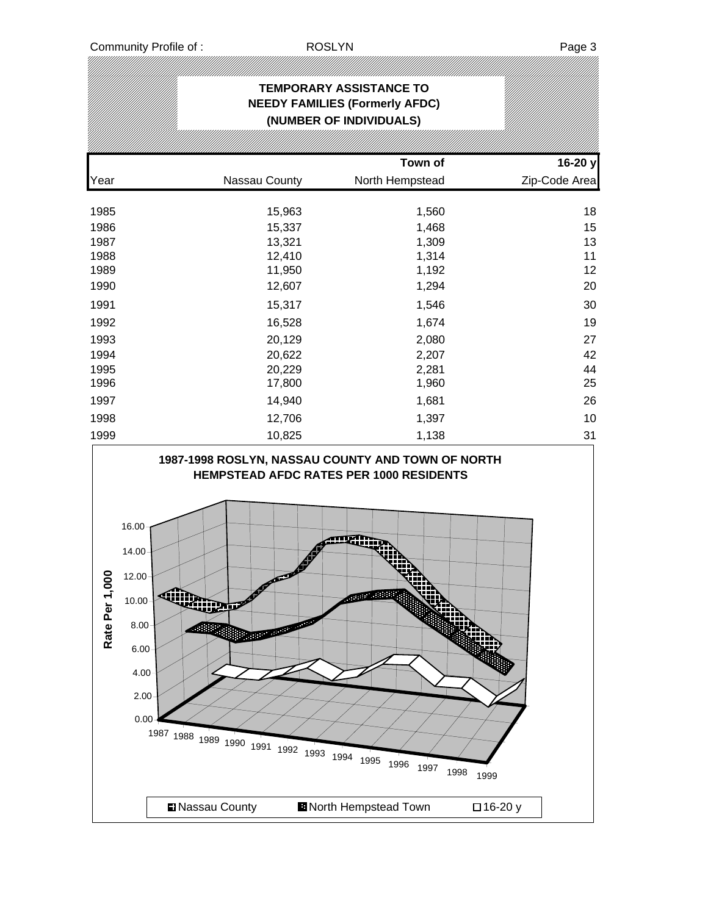## TEMPORARY ASSISTANCE TO NEEDY FAMILIES (Formerly AFDC) (NUMBER OF INDIVIDUALS)

| Year | Nassau County | Town of North Hempstead | 16-20 y Zip-Code Area |
|---|---|---|---|
| 1985 | 15,963 | 1,560 | 18 |
| 1986 | 15,337 | 1,468 | 15 |
| 1987 | 13,321 | 1,309 | 13 |
| 1988 | 12,410 | 1,314 | 11 |
| 1989 | 11,950 | 1,192 | 12 |
| 1990 | 12,607 | 1,294 | 20 |
| 1991 | 15,317 | 1,546 | 30 |
| 1992 | 16,528 | 1,674 | 19 |
| 1993 | 20,129 | 2,080 | 27 |
| 1994 | 20,622 | 2,207 | 42 |
| 1995 | 20,229 | 2,281 | 44 |
| 1996 | 17,800 | 1,960 | 25 |
| 1997 | 14,940 | 1,681 | 26 |
| 1998 | 12,706 | 1,397 | 10 |
| 1999 | 10,825 | 1,138 | 31 |

**1987-1998 ROSLYN, NASSAU COUNTY AND TOWN OF NORTH HEMPSTEAD AFDC RATES PER 1000 RESIDENTS**

Rate Per 1,000: 0.00, 2.00, 4.00, 6.00, 8.00, 10.00, 12.00, 14.00, 16.00

Years: 1987, 1988, 1989, 1990, 1991, 1992, 1993, 1994, 1995, 1996, 1997, 1998, 1999

Legend: Nassau County, North Hempstead Town, 16-20 y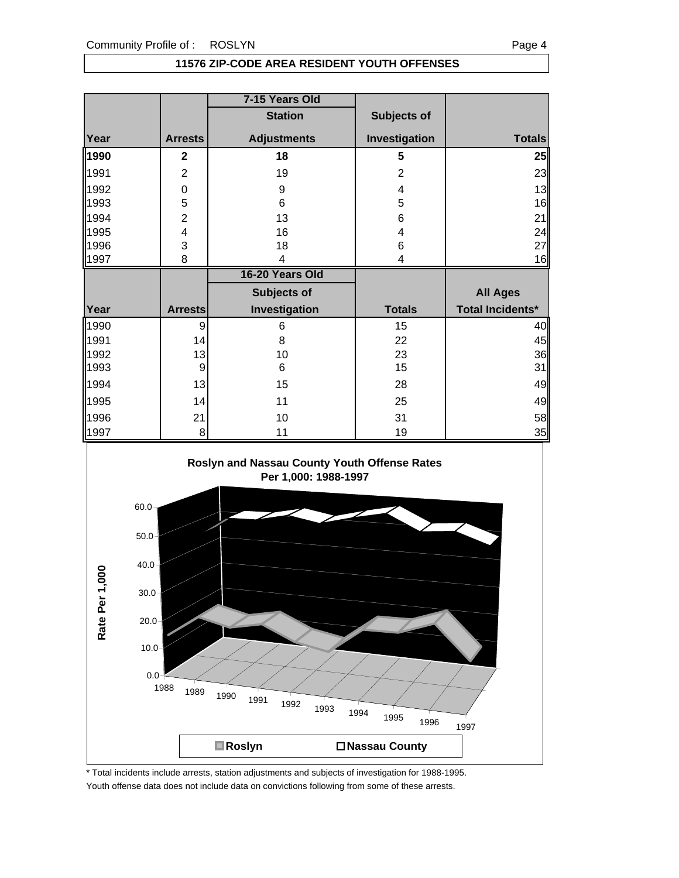## 11576 ZIP-CODE AREA RESIDENT YOUTH OFFENSES

| | | 7-15 Years Old | | |
|---|---|---|---|---|
| | | Station | Subjects of | |
| Year | Arrests | Adjustments | Investigation | Totals |
| **1990** | **2** | **18** | **5** | **25** |
| 1991 | 2 | 19 | 2 | 23 |
| 1992 | 0 | 9 | 4 | 13 |
| 1993 | 5 | 6 | 5 | 16 |
| 1994 | 2 | 13 | 6 | 21 |
| 1995 | 4 | 16 | 4 | 24 |
| 1996 | 3 | 18 | 6 | 27 |
| 1997 | 8 | 4 | 4 | 16 |

| | | 16-20 Years Old | | |
|---|---|---|---|---|
| | | Subjects of | | All Ages |
| Year | Arrests | Investigation | Totals | Total Incidents* |
| 1990 | 9 | 6 | 15 | 40 |
| 1991 | 14 | 8 | 22 | 45 |
| 1992 | 13 | 10 | 23 | 36 |
| 1993 | 9 | 6 | 15 | 31 |
| 1994 | 13 | 15 | 28 | 49 |
| 1995 | 14 | 11 | 25 | 49 |
| 1996 | 21 | 10 | 31 | 58 |
| 1997 | 8 | 11 | 19 | 35 |

**Roslyn and Nassau County Youth Offense Rates Per 1,000: 1988-1997**

\* Total incidents include arrests, station adjustments and subjects of investigation for 1988-1995.

Youth offense data does not include data on convictions following from some of these arrests.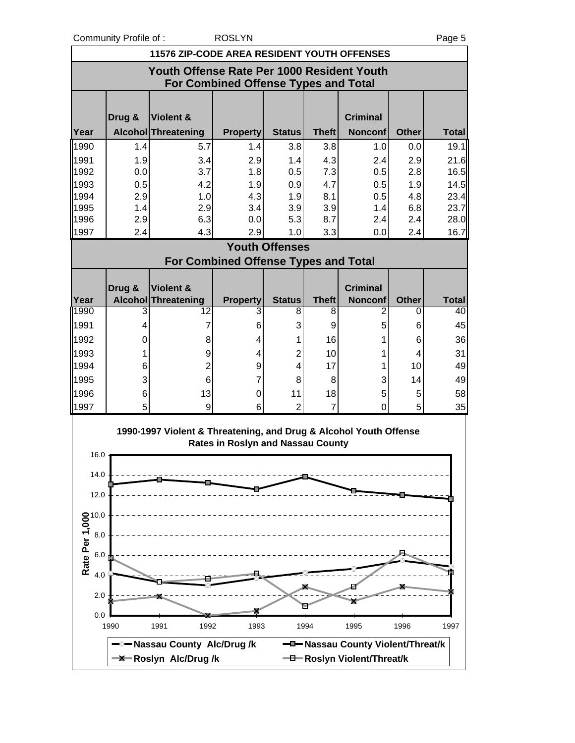## 11576 ZIP-CODE AREA RESIDENT YOUTH OFFENSES

### Youth Offense Rate Per 1000 Resident Youth For Combined Offense Types and Total

| Year | Drug & Alcohol | Violent & Threatening | Property | Status | Theft | Criminal Nonconf | Other | Total |
|---|---|---|---|---|---|---|---|---|
| 1990 | 1.4 | 5.7 | 1.4 | 3.8 | 3.8 | 1.0 | 0.0 | 19.1 |
| 1991 | 1.9 | 3.4 | 2.9 | 1.4 | 4.3 | 2.4 | 2.9 | 21.6 |
| 1992 | 0.0 | 3.7 | 1.8 | 0.5 | 7.3 | 0.5 | 2.8 | 16.5 |
| 1993 | 0.5 | 4.2 | 1.9 | 0.9 | 4.7 | 0.5 | 1.9 | 14.5 |
| 1994 | 2.9 | 1.0 | 4.3 | 1.9 | 8.1 | 0.5 | 4.8 | 23.4 |
| 1995 | 1.4 | 2.9 | 3.4 | 3.9 | 3.9 | 1.4 | 6.8 | 23.7 |
| 1996 | 2.9 | 6.3 | 0.0 | 5.3 | 8.7 | 2.4 | 2.4 | 28.0 |
| 1997 | 2.4 | 4.3 | 2.9 | 1.0 | 3.3 | 0.0 | 2.4 | 16.7 |

### Youth Offenses For Combined Offense Types and Total

| Year | Drug & Alcohol | Violent & Threatening | Property | Status | Theft | Criminal Nonconf | Other | Total |
|---|---|---|---|---|---|---|---|---|
| 1990 | 3 | 12 | 3 | 8 | 8 | 2 | 0 | 40 |
| 1991 | 4 | 7 | 6 | 3 | 9 | 5 | 6 | 45 |
| 1992 | 0 | 8 | 4 | 1 | 16 | 1 | 6 | 36 |
| 1993 | 1 | 9 | 4 | 2 | 10 | 1 | 4 | 31 |
| 1994 | 6 | 2 | 9 | 4 | 17 | 1 | 10 | 49 |
| 1995 | 3 | 6 | 7 | 8 | 8 | 3 | 14 | 49 |
| 1996 | 6 | 13 | 0 | 11 | 18 | 5 | 5 | 58 |
| 1997 | 5 | 9 | 6 | 2 | 7 | 0 | 5 | 35 |

**1990-1997 Violent & Threatening, and Drug & Alcohol Youth Offense Rates in Roslyn and Nassau County**

Rate Per 1,000

Legend: Nassau County Alc/Drug /k; Nassau County Violent/Threat/k; Roslyn Alc/Drug /k; Roslyn Violent/Threat/k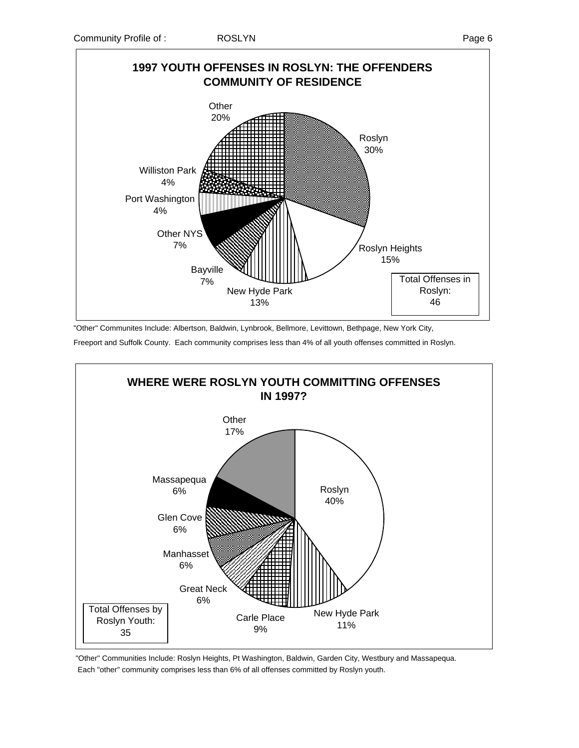## 1997 YOUTH OFFENSES IN ROSLYN: THE OFFENDERS COMMUNITY OF RESIDENCE

| Community | Percent |
|---|---|
| Roslyn | 30% |
| Roslyn Heights | 15% |
| New Hyde Park | 13% |
| Bayville | 7% |
| Other NYS | 7% |
| Port Washington | 4% |
| Williston Park | 4% |
| Other | 20% |

Total Offenses in Roslyn: 46

"Other" Communites Include: Albertson, Baldwin, Lynbrook, Bellmore, Levittown, Bethpage, New York City, Freeport and Suffolk County. Each community comprises less than 4% of all youth offenses committed in Roslyn.

## WHERE WERE ROSLYN YOUTH COMMITTING OFFENSES IN 1997?

| Community | Percent |
|---|---|
| Roslyn | 40% |
| New Hyde Park | 11% |
| Carle Place | 9% |
| Great Neck | 6% |
| Manhasset | 6% |
| Glen Cove | 6% |
| Massapequa | 6% |
| Other | 17% |

Total Offenses by Roslyn Youth: 35

"Other" Communities Include: Roslyn Heights, Pt Washington, Baldwin, Garden City, Westbury and Massapequa. Each "other" community comprises less than 6% of all offenses committed by Roslyn youth.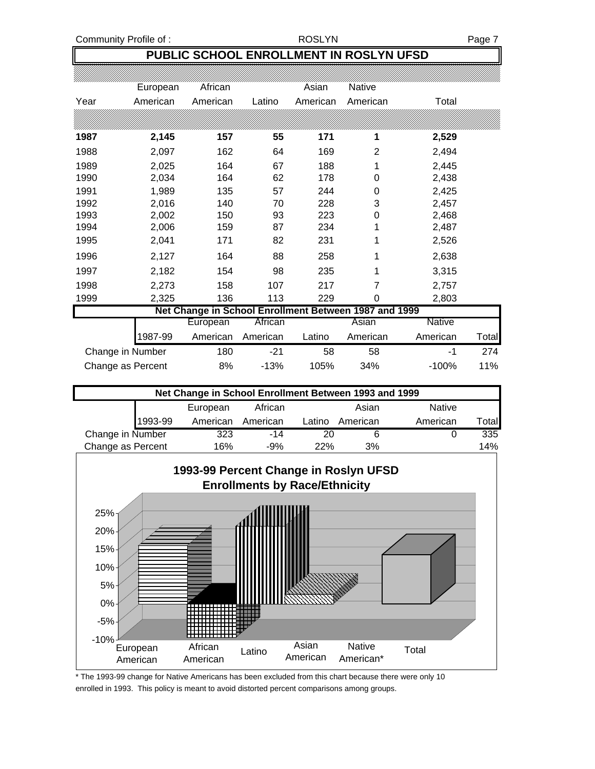## PUBLIC SCHOOL ENROLLMENT IN ROSLYN UFSD

| Year | European American | African American | Latino | Asian American | Native American | Total |
|---|---|---|---|---|---|---|
| **1987** | **2,145** | **157** | **55** | **171** | **1** | **2,529** |
| 1988 | 2,097 | 162 | 64 | 169 | 2 | 2,494 |
| 1989 | 2,025 | 164 | 67 | 188 | 1 | 2,445 |
| 1990 | 2,034 | 164 | 62 | 178 | 0 | 2,438 |
| 1991 | 1,989 | 135 | 57 | 244 | 0 | 2,425 |
| 1992 | 2,016 | 140 | 70 | 228 | 3 | 2,457 |
| 1993 | 2,002 | 150 | 93 | 223 | 0 | 2,468 |
| 1994 | 2,006 | 159 | 87 | 234 | 1 | 2,487 |
| 1995 | 2,041 | 171 | 82 | 231 | 1 | 2,526 |
| 1996 | 2,127 | 164 | 88 | 258 | 1 | 2,638 |
| 1997 | 2,182 | 154 | 98 | 235 | 1 | 3,315 |
| 1998 | 2,273 | 158 | 107 | 217 | 7 | 2,757 |
| 1999 | 2,325 | 136 | 113 | 229 | 0 | 2,803 |

**Net Change in School Enrollment Between 1987 and 1999**

| 1987-99 | European American | African American | Latino | Asian American | Native American | Total |
|---|---|---|---|---|---|---|
| Change in Number | 180 | -21 | 58 | 58 | -1 | 274 |
| Change as Percent | 8% | -13% | 105% | 34% | -100% | 11% |

**Net Change in School Enrollment Between 1993 and 1999**

| 1993-99 | European American | African American | Latino | Asian American | Native American | Total |
|---|---|---|---|---|---|---|
| Change in Number | 323 | -14 | 20 | 6 | 0 | 335 |
| Change as Percent | 16% | -9% | 22% | 3% | | 14% |

**1993-99 Percent Change in Roslyn UFSD Enrollments by Race/Ethnicity**

\* The 1993-99 change for Native Americans has been excluded from this chart because there were only 10 enrolled in 1993. This policy is meant to avoid distorted percent comparisons among groups.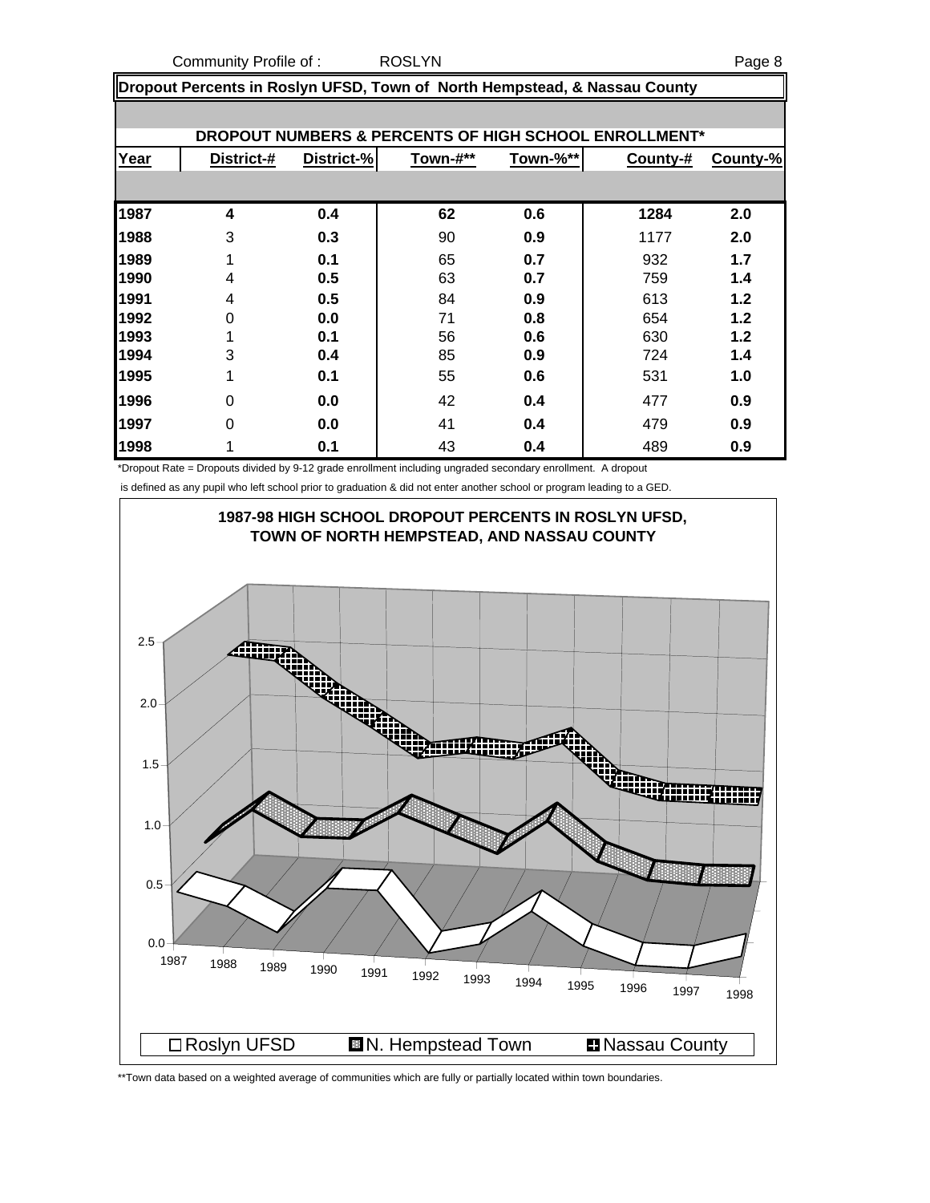## Dropout Percents in Roslyn UFSD, Town of North Hempstead, & Nassau County

### DROPOUT NUMBERS & PERCENTS OF HIGH SCHOOL ENROLLMENT*

| Year | District-# | District-% | Town-#** | Town-%** | County-# | County-% |
|---|---|---|---|---|---|---|
| 1987 | 4 | 0.4 | 62 | 0.6 | 1284 | 2.0 |
| 1988 | 3 | 0.3 | 90 | 0.9 | 1177 | 2.0 |
| 1989 | 1 | 0.1 | 65 | 0.7 | 932 | 1.7 |
| 1990 | 4 | 0.5 | 63 | 0.7 | 759 | 1.4 |
| 1991 | 4 | 0.5 | 84 | 0.9 | 613 | 1.2 |
| 1992 | 0 | 0.0 | 71 | 0.8 | 654 | 1.2 |
| 1993 | 1 | 0.1 | 56 | 0.6 | 630 | 1.2 |
| 1994 | 3 | 0.4 | 85 | 0.9 | 724 | 1.4 |
| 1995 | 1 | 0.1 | 55 | 0.6 | 531 | 1.0 |
| 1996 | 0 | 0.0 | 42 | 0.4 | 477 | 0.9 |
| 1997 | 0 | 0.0 | 41 | 0.4 | 479 | 0.9 |
| 1998 | 1 | 0.1 | 43 | 0.4 | 489 | 0.9 |

*Dropout Rate = Dropouts divided by 9-12 grade enrollment including ungraded secondary enrollment. A dropout is defined as any pupil who left school prior to graduation & did not enter another school or program leading to a GED.

**1987-98 HIGH SCHOOL DROPOUT PERCENTS IN ROSLYN UFSD, TOWN OF NORTH HEMPSTEAD, AND NASSAU COUNTY**

Legend: Roslyn UFSD, N. Hempstead Town, Nassau County

**Town data based on a weighted average of communities which are fully or partially located within town boundaries.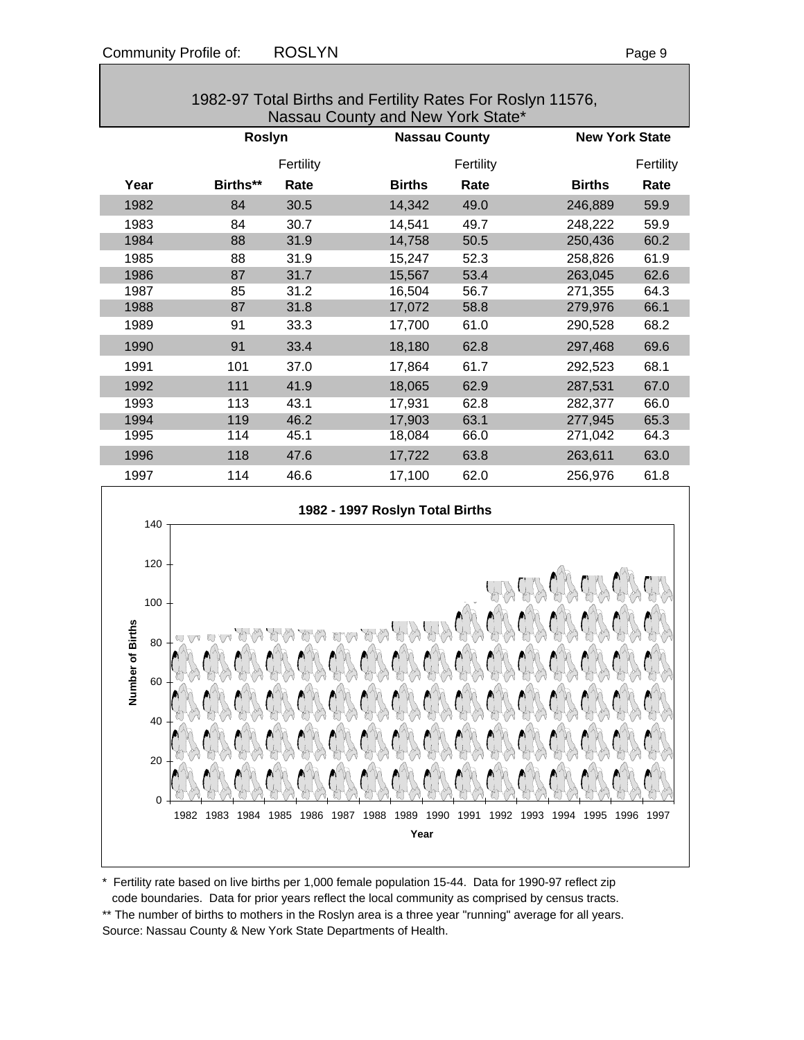## 1982-97 Total Births and Fertility Rates For Roslyn 11576, Nassau County and New York State*

| | Roslyn | | Nassau County | | New York State | |
|---|---|---|---|---|---|---|
| | | Fertility | | Fertility | | Fertility |
| Year | Births** | Rate | Births | Rate | Births | Rate |
| 1982 | 84 | 30.5 | 14,342 | 49.0 | 246,889 | 59.9 |
| 1983 | 84 | 30.7 | 14,541 | 49.7 | 248,222 | 59.9 |
| 1984 | 88 | 31.9 | 14,758 | 50.5 | 250,436 | 60.2 |
| 1985 | 88 | 31.9 | 15,247 | 52.3 | 258,826 | 61.9 |
| 1986 | 87 | 31.7 | 15,567 | 53.4 | 263,045 | 62.6 |
| 1987 | 85 | 31.2 | 16,504 | 56.7 | 271,355 | 64.3 |
| 1988 | 87 | 31.8 | 17,072 | 58.8 | 279,976 | 66.1 |
| 1989 | 91 | 33.3 | 17,700 | 61.0 | 290,528 | 68.2 |
| 1990 | 91 | 33.4 | 18,180 | 62.8 | 297,468 | 69.6 |
| 1991 | 101 | 37.0 | 17,864 | 61.7 | 292,523 | 68.1 |
| 1992 | 111 | 41.9 | 18,065 | 62.9 | 287,531 | 67.0 |
| 1993 | 113 | 43.1 | 17,931 | 62.8 | 282,377 | 66.0 |
| 1994 | 119 | 46.2 | 17,903 | 63.1 | 277,945 | 65.3 |
| 1995 | 114 | 45.1 | 18,084 | 66.0 | 271,042 | 64.3 |
| 1996 | 118 | 47.6 | 17,722 | 63.8 | 263,611 | 63.0 |
| 1997 | 114 | 46.6 | 17,100 | 62.0 | 256,976 | 61.8 |

**1982 - 1997 Roslyn Total Births**

(Chart: Number of Births by Year, 1982–1997)

\* Fertility rate based on live births per 1,000 female population 15-44. Data for 1990-97 reflect zip code boundaries. Data for prior years reflect the local community as comprised by census tracts.

\** The number of births to mothers in the Roslyn area is a three year "running" average for all years.

Source: Nassau County & New York State Departments of Health.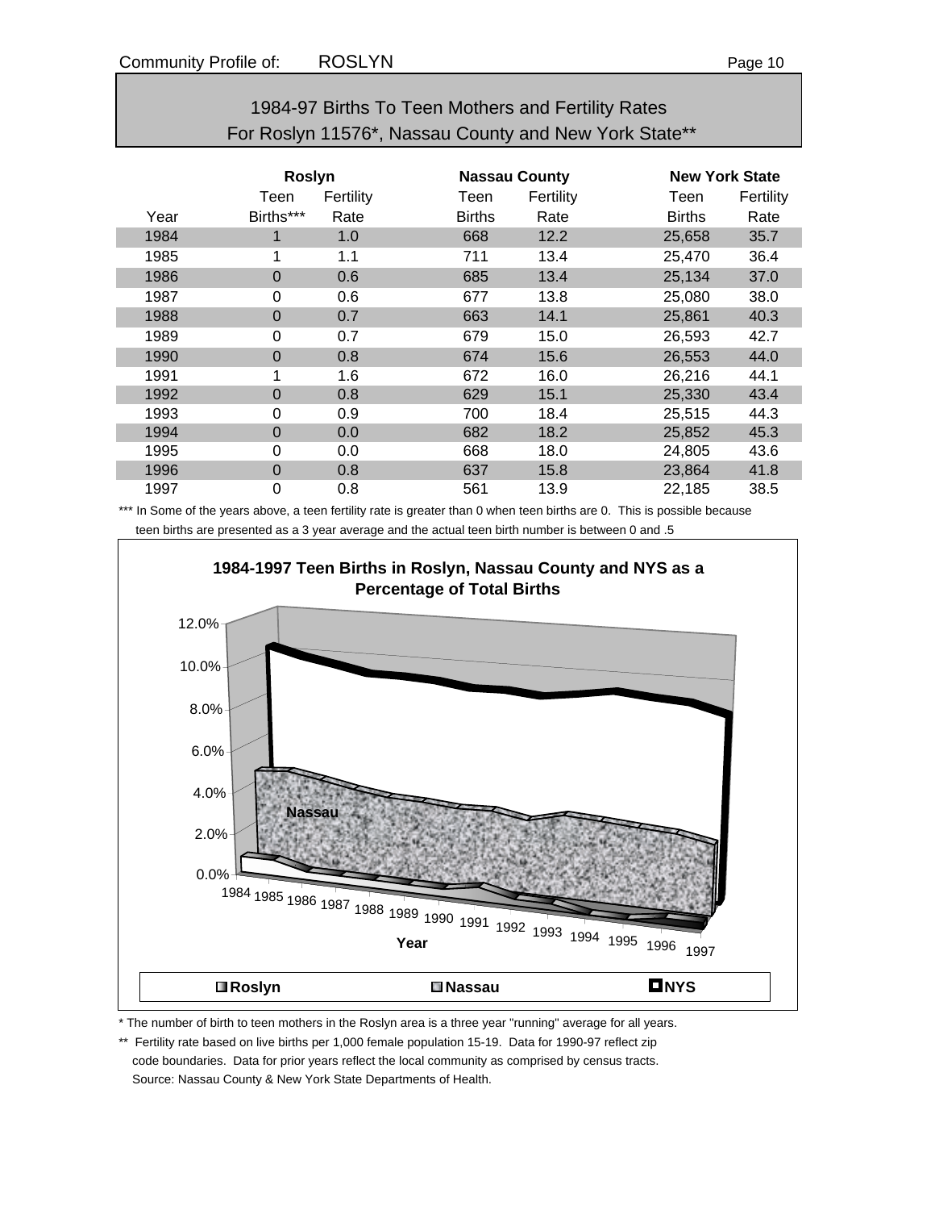Community Profile of: ROSLYN

## 1984-97 Births To Teen Mothers and Fertility Rates
## For Roslyn 11576*, Nassau County and New York State**

| | Roslyn | | Nassau County | | New York State | |
|---|---|---|---|---|---|---|
| Year | Teen Births*** | Fertility Rate | Teen Births | Fertility Rate | Teen Births | Fertility Rate |
| 1984 | 1 | 1.0 | 668 | 12.2 | 25,658 | 35.7 |
| 1985 | 1 | 1.1 | 711 | 13.4 | 25,470 | 36.4 |
| 1986 | 0 | 0.6 | 685 | 13.4 | 25,134 | 37.0 |
| 1987 | 0 | 0.6 | 677 | 13.8 | 25,080 | 38.0 |
| 1988 | 0 | 0.7 | 663 | 14.1 | 25,861 | 40.3 |
| 1989 | 0 | 0.7 | 679 | 15.0 | 26,593 | 42.7 |
| 1990 | 0 | 0.8 | 674 | 15.6 | 26,553 | 44.0 |
| 1991 | 1 | 1.6 | 672 | 16.0 | 26,216 | 44.1 |
| 1992 | 0 | 0.8 | 629 | 15.1 | 25,330 | 43.4 |
| 1993 | 0 | 0.9 | 700 | 18.4 | 25,515 | 44.3 |
| 1994 | 0 | 0.0 | 682 | 18.2 | 25,852 | 45.3 |
| 1995 | 0 | 0.0 | 668 | 18.0 | 24,805 | 43.6 |
| 1996 | 0 | 0.8 | 637 | 15.8 | 23,864 | 41.8 |
| 1997 | 0 | 0.8 | 561 | 13.9 | 22,185 | 38.5 |

*** In Some of the years above, a teen fertility rate is greater than 0 when teen births are 0. This is possible because teen births are presented as a 3 year average and the actual teen birth number is between 0 and .5

**1984-1997 Teen Births in Roslyn, Nassau County and NYS as a Percentage of Total Births**

[Chart: y-axis 0.0%–12.0%; x-axis Year 1984–1997; series: Roslyn, Nassau, NYS]

* The number of birth to teen mothers in the Roslyn area is a three year "running" average for all years.

** Fertility rate based on live births per 1,000 female population 15-19. Data for 1990-97 reflect zip code boundaries. Data for prior years reflect the local community as comprised by census tracts.
Source: Nassau County & New York State Departments of Health.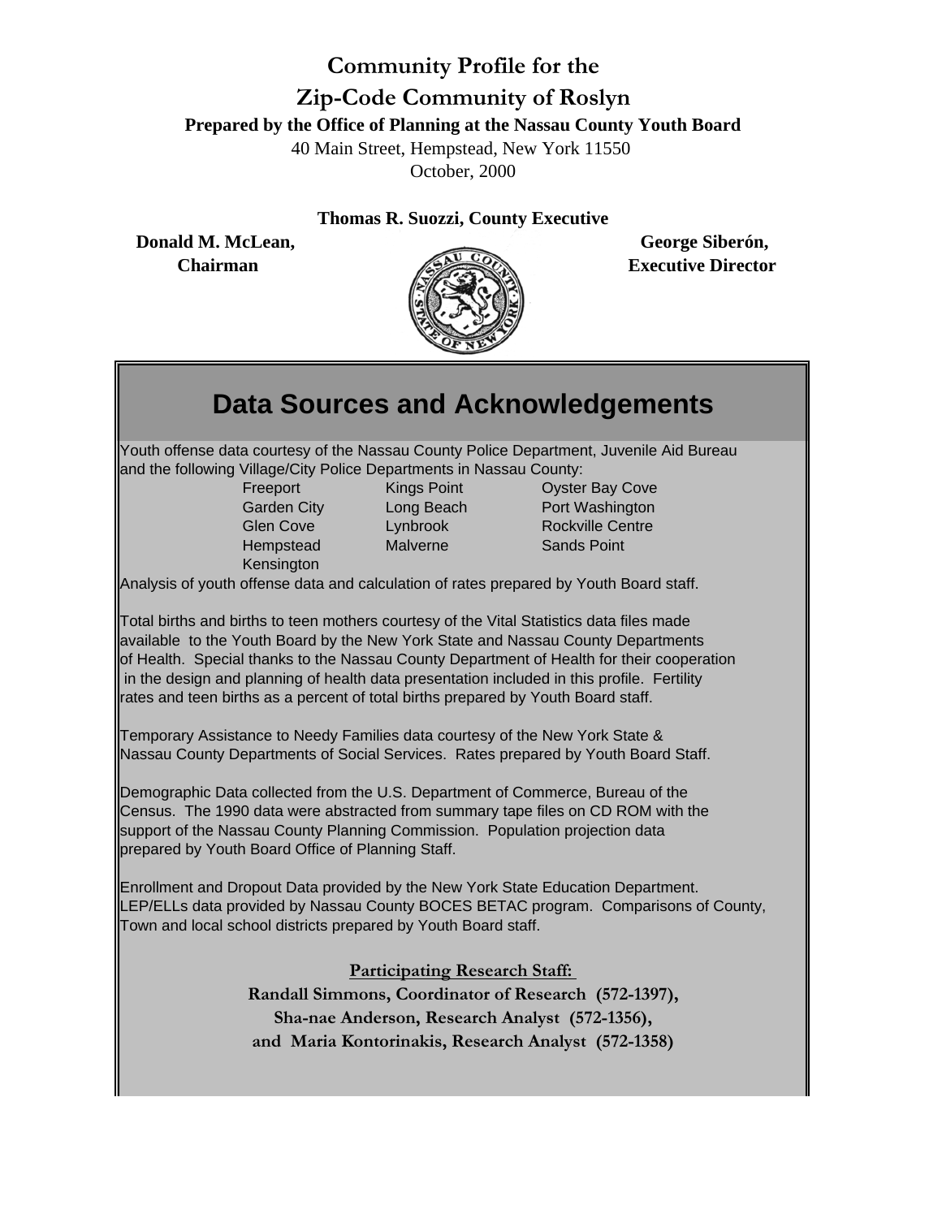# Community Profile for the

# Zip-Code Community of Roslyn

**Prepared by the Office of Planning at the Nassau County Youth Board**

40 Main Street, Hempstead, New York 11550

October, 2000

**Thomas R. Suozzi, County Executive**

**Donald M. McLean, Chairman**

**George Siberón, Executive Director**

## Data Sources and Acknowledgements

Youth offense data courtesy of the Nassau County Police Department, Juvenile Aid Bureau and the following Village/City Police Departments in Nassau County:

| | | |
|---|---|---|
| Freeport | Kings Point | Oyster Bay Cove |
| Garden City | Long Beach | Port Washington |
| Glen Cove | Lynbrook | Rockville Centre |
| Hempstead | Malverne | Sands Point |
| Kensington | | |

Analysis of youth offense data and calculation of rates prepared by Youth Board staff.

Total births and births to teen mothers courtesy of the Vital Statistics data files made available to the Youth Board by the New York State and Nassau County Departments of Health. Special thanks to the Nassau County Department of Health for their cooperation in the design and planning of health data presentation included in this profile. Fertility rates and teen births as a percent of total births prepared by Youth Board staff.

Temporary Assistance to Needy Families data courtesy of the New York State & Nassau County Departments of Social Services. Rates prepared by Youth Board Staff.

Demographic Data collected from the U.S. Department of Commerce, Bureau of the Census. The 1990 data were abstracted from summary tape files on CD ROM with the support of the Nassau County Planning Commission. Population projection data prepared by Youth Board Office of Planning Staff.

Enrollment and Dropout Data provided by the New York State Education Department. LEP/ELLs data provided by Nassau County BOCES BETAC program. Comparisons of County, Town and local school districts prepared by Youth Board staff.

**Participating Research Staff:**

**Randall Simmons, Coordinator of Research (572-1397), Sha-nae Anderson, Research Analyst (572-1356), and Maria Kontorinakis, Research Analyst (572-1358)**